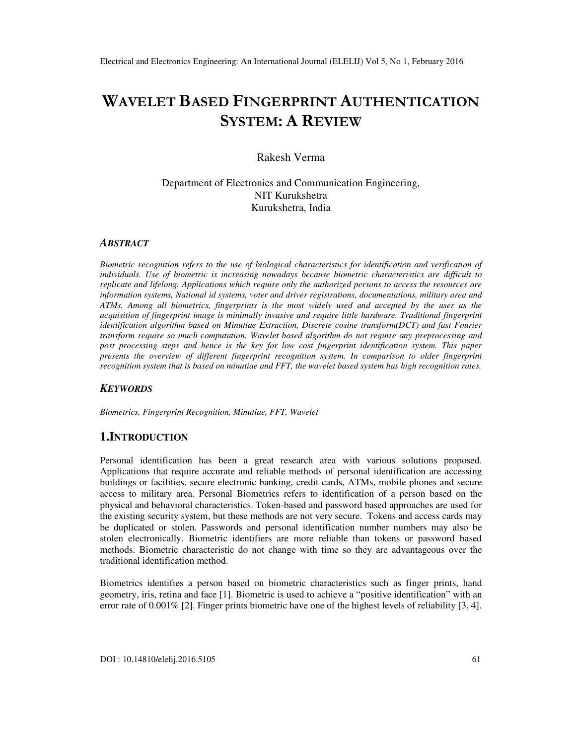# WAVELET BASED FINGERPRINT AUTHENTICATION SYSTEM: A REVIEW

Rakesh Verma

Department of Electronics and Communication Engineering,
NIT Kurukshetra
Kurukshetra, India

### *ABSTRACT*

*Biometric recognition refers to the use of biological characteristics for identification and verification of individuals. Use of biometric is increasing nowadays because biometric characteristics are difficult to replicate and lifelong. Applications which require only the authorized persons to access the resources are information systems, National id systems, voter and driver registrations, documentations, military area and ATMs. Among all biometrics, fingerprints is the most widely used and accepted by the user as the acquisition of fingerprint image is minimally invasive and require little hardware. Traditional fingerprint identification algorithm based on Minutiae Extraction, Discrete cosine transform(DCT) and fast Fourier transform require so much computation. Wavelet based algorithm do not require any preprocessing and post processing steps and hence is the key for low cost fingerprint identification system. This paper presents the overview of different fingerprint recognition system. In comparison to older fingerprint recognition system that is based on minutiae and FFT, the wavelet based system has high recognition rates.*

### *KEYWORDS*

*Biometrics, Fingerprint Recognition, Minutiae, FFT, Wavelet*

## 1.INTRODUCTION

Personal identification has been a great research area with various solutions proposed. Applications that require accurate and reliable methods of personal identification are accessing buildings or facilities, secure electronic banking, credit cards, ATMs, mobile phones and secure access to military area. Personal Biometrics refers to identification of a person based on the physical and behavioral characteristics. Token-based and password based approaches are used for the existing security system, but these methods are not very secure. Tokens and access cards may be duplicated or stolen. Passwords and personal identification number numbers may also be stolen electronically. Biometric identifiers are more reliable than tokens or password based methods. Biometric characteristic do not change with time so they are advantageous over the traditional identification method.

Biometrics identifies a person based on biometric characteristics such as finger prints, hand geometry, iris, retina and face [1]. Biometric is used to achieve a "positive identification" with an error rate of 0.001% [2]. Finger prints biometric have one of the highest levels of reliability [3, 4].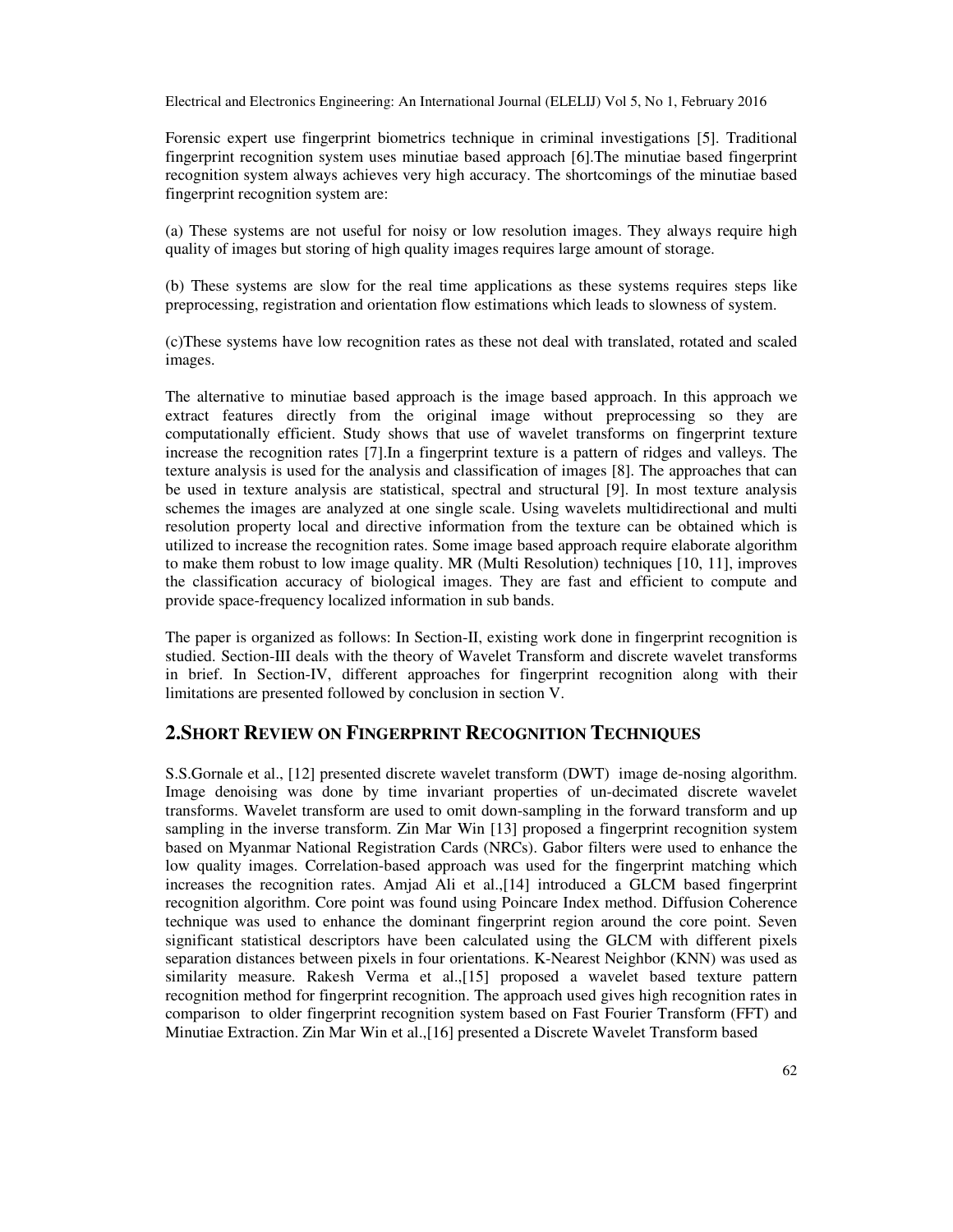Forensic expert use fingerprint biometrics technique in criminal investigations [5]. Traditional fingerprint recognition system uses minutiae based approach [6].The minutiae based fingerprint recognition system always achieves very high accuracy. The shortcomings of the minutiae based fingerprint recognition system are:

(a) These systems are not useful for noisy or low resolution images. They always require high quality of images but storing of high quality images requires large amount of storage.

(b) These systems are slow for the real time applications as these systems requires steps like preprocessing, registration and orientation flow estimations which leads to slowness of system.

(c)These systems have low recognition rates as these not deal with translated, rotated and scaled images.

The alternative to minutiae based approach is the image based approach. In this approach we extract features directly from the original image without preprocessing so they are computationally efficient. Study shows that use of wavelet transforms on fingerprint texture increase the recognition rates [7].In a fingerprint texture is a pattern of ridges and valleys. The texture analysis is used for the analysis and classification of images [8]. The approaches that can be used in texture analysis are statistical, spectral and structural [9]. In most texture analysis schemes the images are analyzed at one single scale. Using wavelets multidirectional and multi resolution property local and directive information from the texture can be obtained which is utilized to increase the recognition rates. Some image based approach require elaborate algorithm to make them robust to low image quality. MR (Multi Resolution) techniques [10, 11], improves the classification accuracy of biological images. They are fast and efficient to compute and provide space-frequency localized information in sub bands.

The paper is organized as follows: In Section-II, existing work done in fingerprint recognition is studied. Section-III deals with the theory of Wavelet Transform and discrete wavelet transforms in brief. In Section-IV, different approaches for fingerprint recognition along with their limitations are presented followed by conclusion in section V.

## 2.SHORT REVIEW ON FINGERPRINT RECOGNITION TECHNIQUES

S.S.Gornale et al., [12] presented discrete wavelet transform (DWT) image de-nosing algorithm. Image denoising was done by time invariant properties of un-decimated discrete wavelet transforms. Wavelet transform are used to omit down-sampling in the forward transform and up sampling in the inverse transform. Zin Mar Win [13] proposed a fingerprint recognition system based on Myanmar National Registration Cards (NRCs). Gabor filters were used to enhance the low quality images. Correlation-based approach was used for the fingerprint matching which increases the recognition rates. Amjad Ali et al.,[14] introduced a GLCM based fingerprint recognition algorithm. Core point was found using Poincare Index method. Diffusion Coherence technique was used to enhance the dominant fingerprint region around the core point. Seven significant statistical descriptors have been calculated using the GLCM with different pixels separation distances between pixels in four orientations. K-Nearest Neighbor (KNN) was used as similarity measure. Rakesh Verma et al.,[15] proposed a wavelet based texture pattern recognition method for fingerprint recognition. The approach used gives high recognition rates in comparison to older fingerprint recognition system based on Fast Fourier Transform (FFT) and Minutiae Extraction. Zin Mar Win et al.,[16] presented a Discrete Wavelet Transform based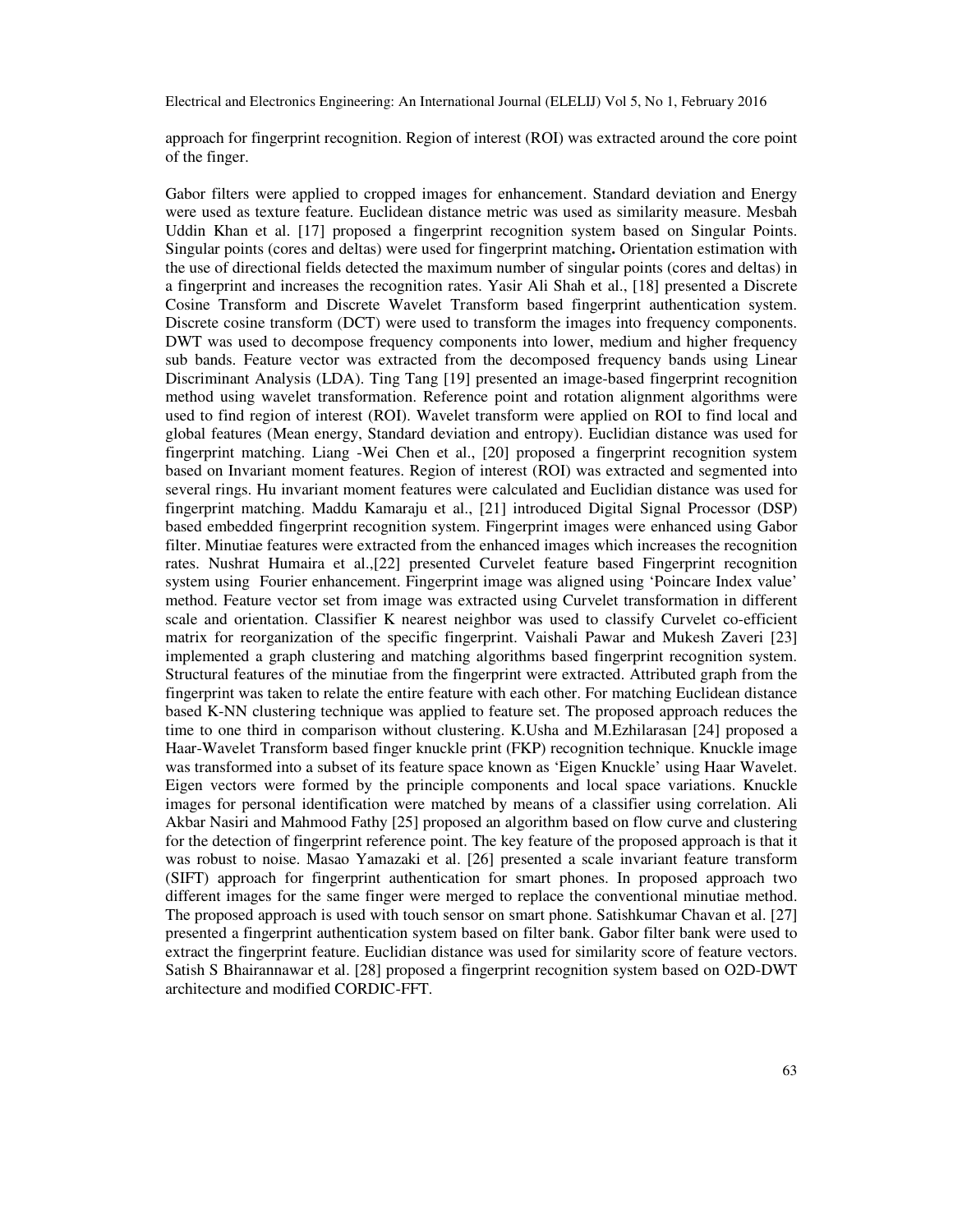approach for fingerprint recognition. Region of interest (ROI) was extracted around the core point of the finger.

Gabor filters were applied to cropped images for enhancement. Standard deviation and Energy were used as texture feature. Euclidean distance metric was used as similarity measure. Mesbah Uddin Khan et al. [17] proposed a fingerprint recognition system based on Singular Points. Singular points (cores and deltas) were used for fingerprint matching**.** Orientation estimation with the use of directional fields detected the maximum number of singular points (cores and deltas) in a fingerprint and increases the recognition rates. Yasir Ali Shah et al., [18] presented a Discrete Cosine Transform and Discrete Wavelet Transform based fingerprint authentication system. Discrete cosine transform (DCT) were used to transform the images into frequency components. DWT was used to decompose frequency components into lower, medium and higher frequency sub bands. Feature vector was extracted from the decomposed frequency bands using Linear Discriminant Analysis (LDA). Ting Tang [19] presented an image-based fingerprint recognition method using wavelet transformation. Reference point and rotation alignment algorithms were used to find region of interest (ROI). Wavelet transform were applied on ROI to find local and global features (Mean energy, Standard deviation and entropy). Euclidian distance was used for fingerprint matching. Liang -Wei Chen et al., [20] proposed a fingerprint recognition system based on Invariant moment features. Region of interest (ROI) was extracted and segmented into several rings. Hu invariant moment features were calculated and Euclidian distance was used for fingerprint matching. Maddu Kamaraju et al., [21] introduced Digital Signal Processor (DSP) based embedded fingerprint recognition system. Fingerprint images were enhanced using Gabor filter. Minutiae features were extracted from the enhanced images which increases the recognition rates. Nushrat Humaira et al.,[22] presented Curvelet feature based Fingerprint recognition system using Fourier enhancement. Fingerprint image was aligned using 'Poincare Index value' method. Feature vector set from image was extracted using Curvelet transformation in different scale and orientation. Classifier K nearest neighbor was used to classify Curvelet co-efficient matrix for reorganization of the specific fingerprint. Vaishali Pawar and Mukesh Zaveri [23] implemented a graph clustering and matching algorithms based fingerprint recognition system. Structural features of the minutiae from the fingerprint were extracted. Attributed graph from the fingerprint was taken to relate the entire feature with each other. For matching Euclidean distance based K-NN clustering technique was applied to feature set. The proposed approach reduces the time to one third in comparison without clustering. K.Usha and M.Ezhilarasan [24] proposed a Haar-Wavelet Transform based finger knuckle print (FKP) recognition technique. Knuckle image was transformed into a subset of its feature space known as 'Eigen Knuckle' using Haar Wavelet. Eigen vectors were formed by the principle components and local space variations. Knuckle images for personal identification were matched by means of a classifier using correlation. Ali Akbar Nasiri and Mahmood Fathy [25] proposed an algorithm based on flow curve and clustering for the detection of fingerprint reference point. The key feature of the proposed approach is that it was robust to noise. Masao Yamazaki et al. [26] presented a scale invariant feature transform (SIFT) approach for fingerprint authentication for smart phones. In proposed approach two different images for the same finger were merged to replace the conventional minutiae method. The proposed approach is used with touch sensor on smart phone. Satishkumar Chavan et al. [27] presented a fingerprint authentication system based on filter bank. Gabor filter bank were used to extract the fingerprint feature. Euclidian distance was used for similarity score of feature vectors. Satish S Bhairannawar et al. [28] proposed a fingerprint recognition system based on O2D-DWT architecture and modified CORDIC-FFT.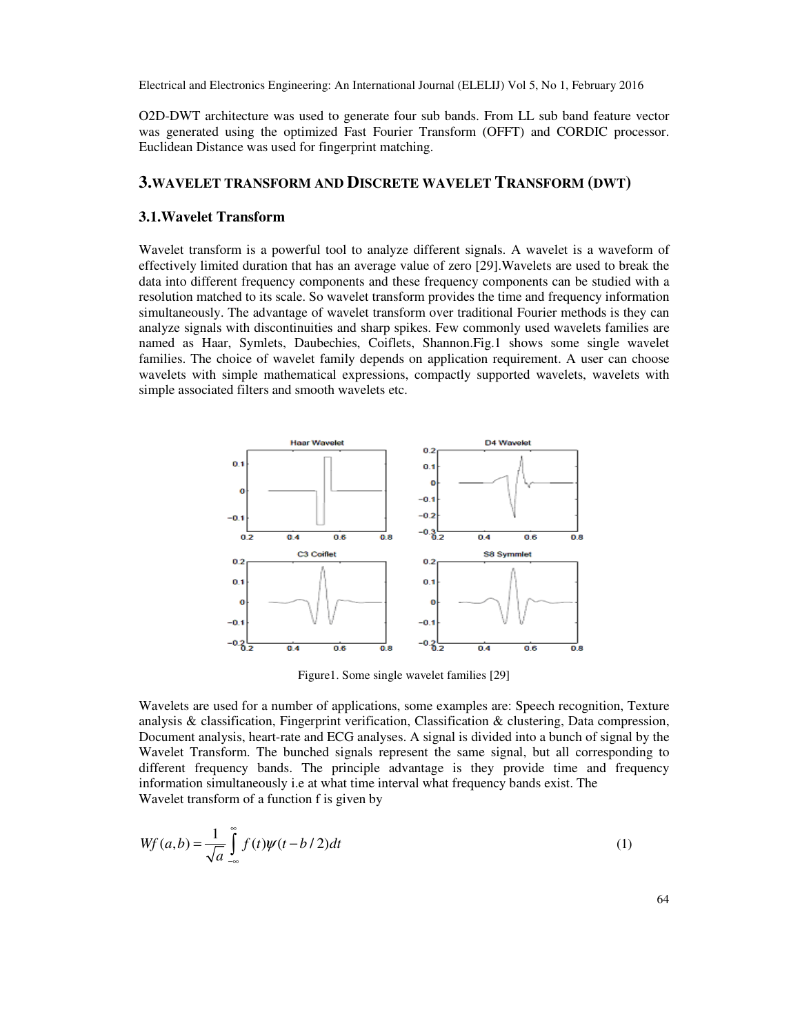O2D-DWT architecture was used to generate four sub bands. From LL sub band feature vector was generated using the optimized Fast Fourier Transform (OFFT) and CORDIC processor. Euclidean Distance was used for fingerprint matching.

## 3. WAVELET TRANSFORM AND DISCRETE WAVELET TRANSFORM (DWT)

### 3.1. Wavelet Transform

Wavelet transform is a powerful tool to analyze different signals. A wavelet is a waveform of effectively limited duration that has an average value of zero [29]. Wavelets are used to break the data into different frequency components and these frequency components can be studied with a resolution matched to its scale. So wavelet transform provides the time and frequency information simultaneously. The advantage of wavelet transform over traditional Fourier methods is they can analyze signals with discontinuities and sharp spikes. Few commonly used wavelets families are named as Haar, Symlets, Daubechies, Coiflets, Shannon. Fig.1 shows some single wavelet families. The choice of wavelet family depends on application requirement. A user can choose wavelets with simple mathematical expressions, compactly supported wavelets, wavelets with simple associated filters and smooth wavelets etc.

Figure1. Some single wavelet families [29]

Wavelets are used for a number of applications, some examples are: Speech recognition, Texture analysis & classification, Fingerprint verification, Classification & clustering, Data compression, Document analysis, heart-rate and ECG analyses. A signal is divided into a bunch of signal by the Wavelet Transform. The bunched signals represent the same signal, but all corresponding to different frequency bands. The principle advantage is they provide time and frequency information simultaneously i.e at what time interval what frequency bands exist. The Wavelet transform of a function f is given by

$$Wf(a,b) = \frac{1}{\sqrt{a}} \int_{-\infty}^{\infty} f(t)\psi(t - b/2)dt \tag{1}$$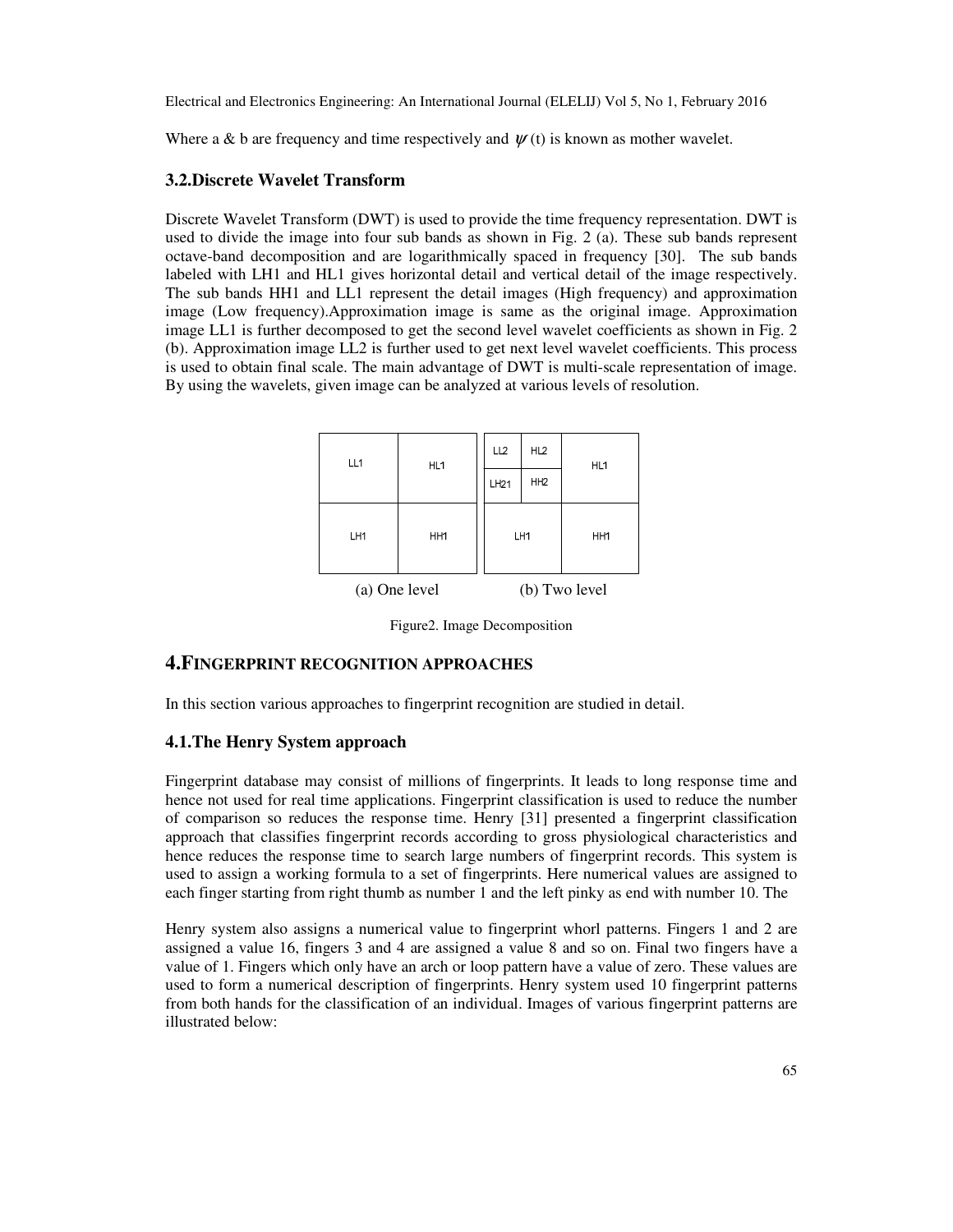Where a & b are frequency and time respectively and $\psi$ (t) is known as mother wavelet.

### 3.2.Discrete Wavelet Transform

Discrete Wavelet Transform (DWT) is used to provide the time frequency representation. DWT is used to divide the image into four sub bands as shown in Fig. 2 (a). These sub bands represent octave-band decomposition and are logarithmically spaced in frequency [30]. The sub bands labeled with LH1 and HL1 gives horizontal detail and vertical detail of the image respectively. The sub bands HH1 and LL1 represent the detail images (High frequency) and approximation image (Low frequency).Approximation image is same as the original image. Approximation image LL1 is further decomposed to get the second level wavelet coefficients as shown in Fig. 2 (b). Approximation image LL2 is further used to get next level wavelet coefficients. This process is used to obtain final scale. The main advantage of DWT is multi-scale representation of image. By using the wavelets, given image can be analyzed at various levels of resolution.

| LL1 | HL1 |
|---|---|
| LH1 | HH1 |

(a) One level

| LL2 | HL2 | HL1 |
|---|---|---|
| LH21 | HH2 | |
| LH1 | | HH1 |

(b) Two level

Figure2. Image Decomposition

## 4.FINGERPRINT RECOGNITION APPROACHES

In this section various approaches to fingerprint recognition are studied in detail.

### 4.1.The Henry System approach

Fingerprint database may consist of millions of fingerprints. It leads to long response time and hence not used for real time applications. Fingerprint classification is used to reduce the number of comparison so reduces the response time. Henry [31] presented a fingerprint classification approach that classifies fingerprint records according to gross physiological characteristics and hence reduces the response time to search large numbers of fingerprint records. This system is used to assign a working formula to a set of fingerprints. Here numerical values are assigned to each finger starting from right thumb as number 1 and the left pinky as end with number 10. The

Henry system also assigns a numerical value to fingerprint whorl patterns. Fingers 1 and 2 are assigned a value 16, fingers 3 and 4 are assigned a value 8 and so on. Final two fingers have a value of 1. Fingers which only have an arch or loop pattern have a value of zero. These values are used to form a numerical description of fingerprints. Henry system used 10 fingerprint patterns from both hands for the classification of an individual. Images of various fingerprint patterns are illustrated below: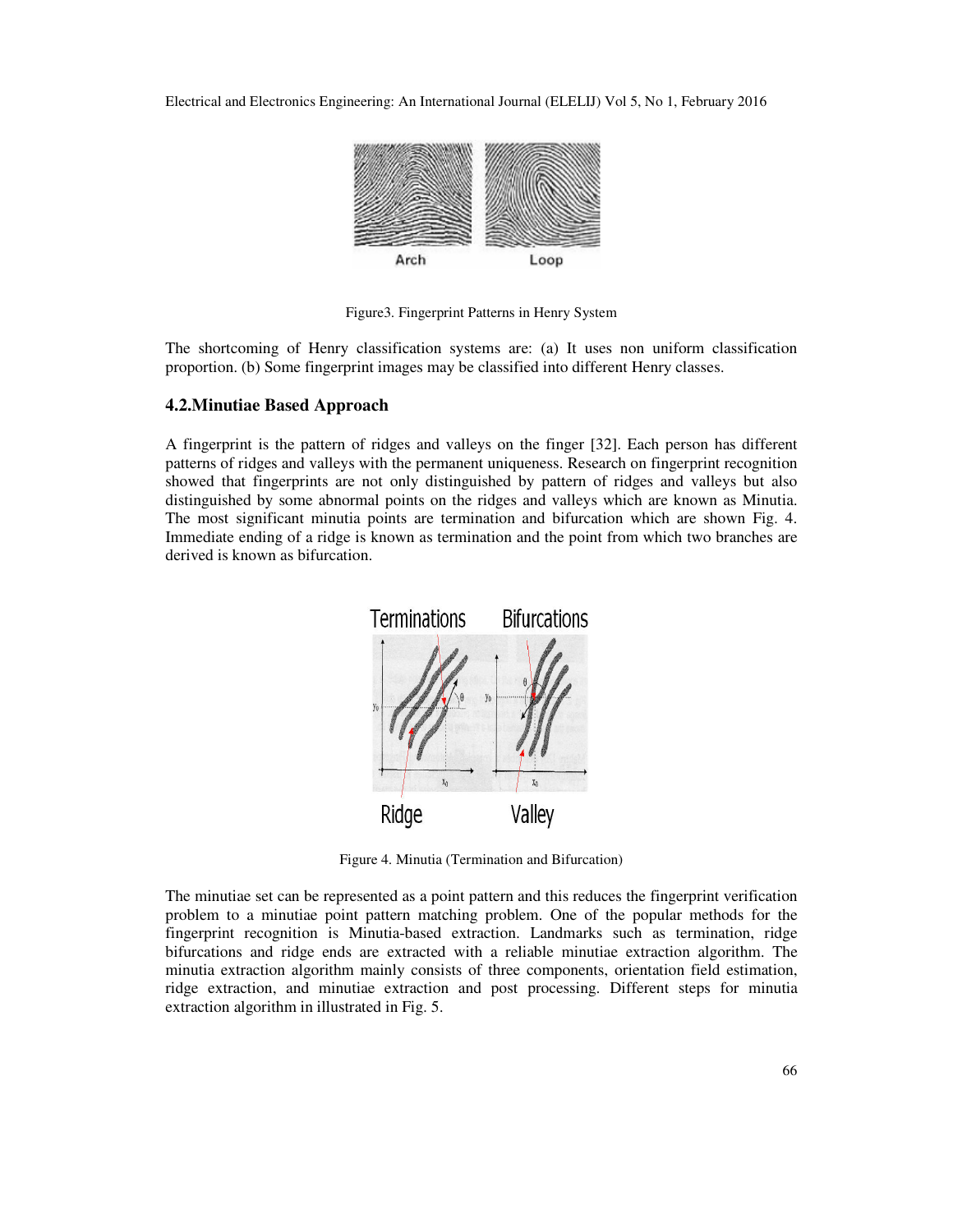Figure3. Fingerprint Patterns in Henry System

The shortcoming of Henry classification systems are: (a) It uses non uniform classification proportion. (b) Some fingerprint images may be classified into different Henry classes.

### 4.2.Minutiae Based Approach

A fingerprint is the pattern of ridges and valleys on the finger [32]. Each person has different patterns of ridges and valleys with the permanent uniqueness. Research on fingerprint recognition showed that fingerprints are not only distinguished by pattern of ridges and valleys but also distinguished by some abnormal points on the ridges and valleys which are known as Minutia. The most significant minutia points are termination and bifurcation which are shown Fig. 4. Immediate ending of a ridge is known as termination and the point from which two branches are derived is known as bifurcation.

Figure 4. Minutia (Termination and Bifurcation)

The minutiae set can be represented as a point pattern and this reduces the fingerprint verification problem to a minutiae point pattern matching problem. One of the popular methods for the fingerprint recognition is Minutia-based extraction. Landmarks such as termination, ridge bifurcations and ridge ends are extracted with a reliable minutiae extraction algorithm. The minutia extraction algorithm mainly consists of three components, orientation field estimation, ridge extraction, and minutiae extraction and post processing. Different steps for minutia extraction algorithm in illustrated in Fig. 5.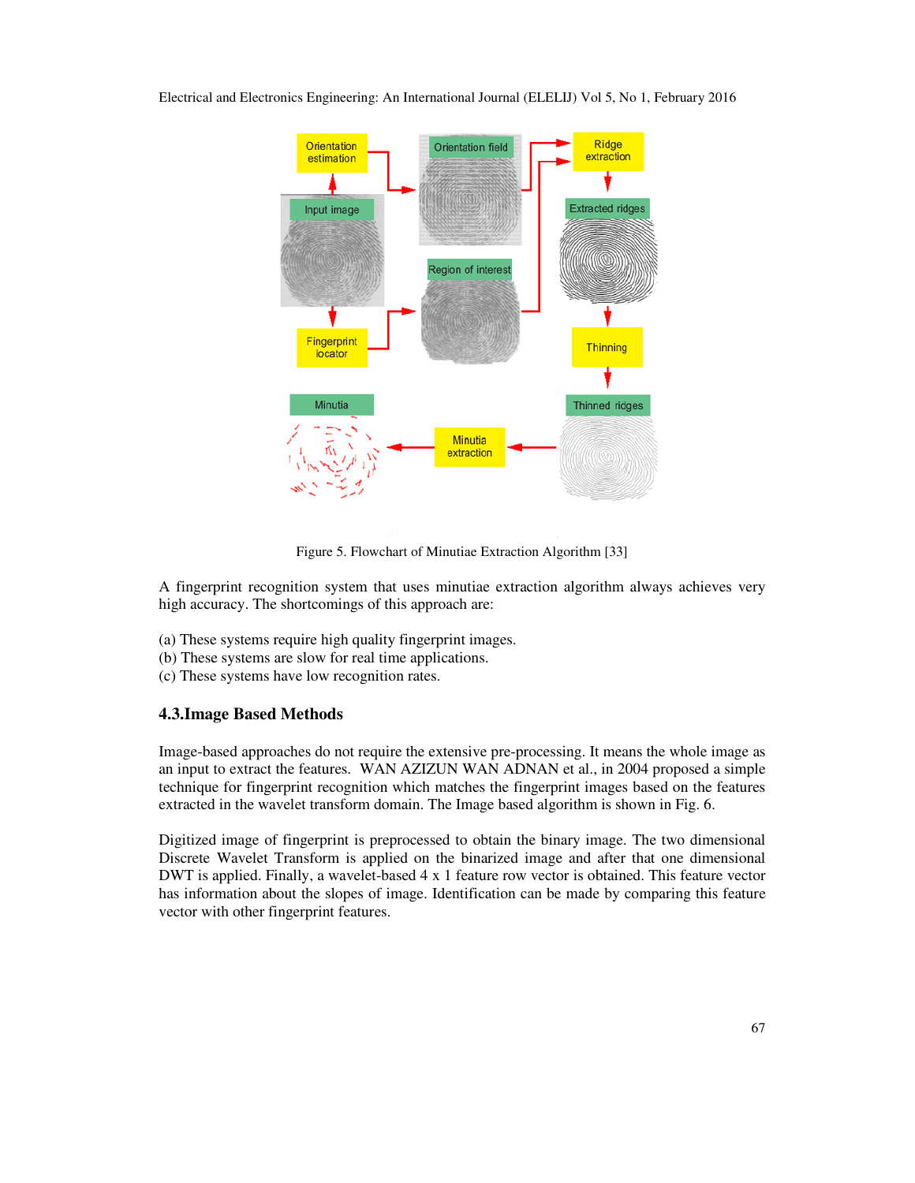Figure 5. Flowchart of Minutiae Extraction Algorithm [33]

A fingerprint recognition system that uses minutiae extraction algorithm always achieves very high accuracy. The shortcomings of this approach are:

(a) These systems require high quality fingerprint images.
(b) These systems are slow for real time applications.
(c) These systems have low recognition rates.

### 4.3.Image Based Methods

Image-based approaches do not require the extensive pre-processing. It means the whole image as an input to extract the features. WAN AZIZUN WAN ADNAN et al., in 2004 proposed a simple technique for fingerprint recognition which matches the fingerprint images based on the features extracted in the wavelet transform domain. The Image based algorithm is shown in Fig. 6.

Digitized image of fingerprint is preprocessed to obtain the binary image. The two dimensional Discrete Wavelet Transform is applied on the binarized image and after that one dimensional DWT is applied. Finally, a wavelet-based 4 x 1 feature row vector is obtained. This feature vector has information about the slopes of image. Identification can be made by comparing this feature vector with other fingerprint features.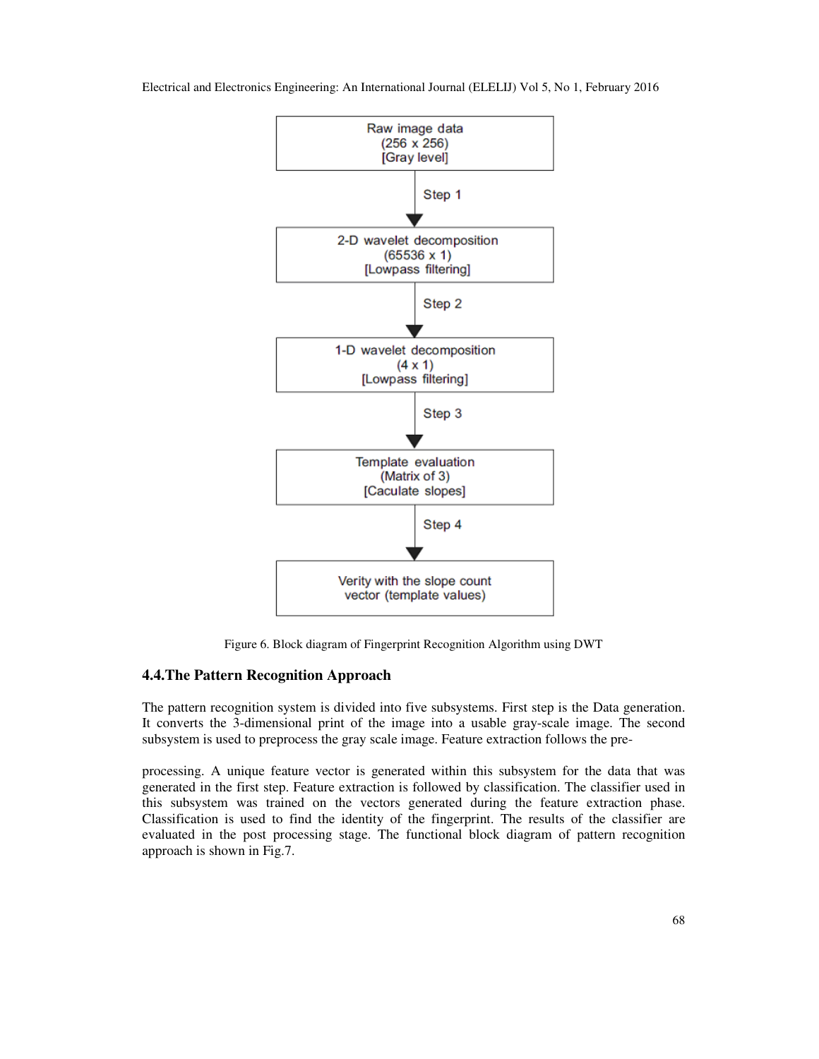Raw image data
(256 x 256)
[Gray level]

Step 1

2-D wavelet decomposition
(65536 x 1)
[Lowpass filtering]

Step 2

1-D wavelet decomposition
(4 x 1)
[Lowpass filtering]

Step 3

Template evaluation
(Matrix of 3)
[Caculate slopes]

Step 4

Verity with the slope count
vector (template values)

Figure 6. Block diagram of Fingerprint Recognition Algorithm using DWT

### 4.4. The Pattern Recognition Approach

The pattern recognition system is divided into five subsystems. First step is the Data generation. It converts the 3-dimensional print of the image into a usable gray-scale image. The second subsystem is used to preprocess the gray scale image. Feature extraction follows the pre-processing. A unique feature vector is generated within this subsystem for the data that was generated in the first step. Feature extraction is followed by classification. The classifier used in this subsystem was trained on the vectors generated during the feature extraction phase. Classification is used to find the identity of the fingerprint. The results of the classifier are evaluated in the post processing stage. The functional block diagram of pattern recognition approach is shown in Fig.7.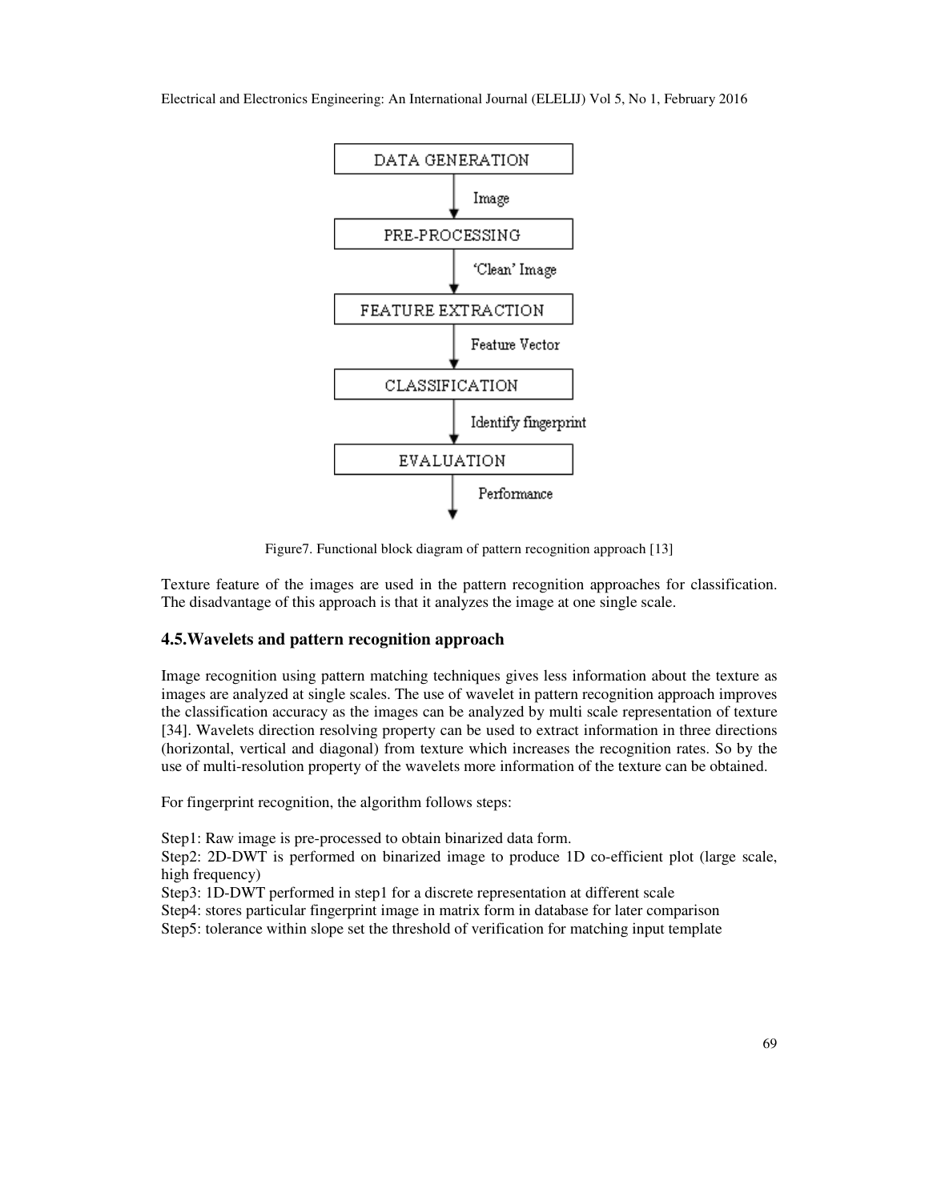DATA GENERATION

↓ Image

PRE-PROCESSING

↓ 'Clean' Image

FEATURE EXTRACTION

↓ Feature Vector

CLASSIFICATION

↓ Identify fingerprint

EVALUATION

↓ Performance

Figure7. Functional block diagram of pattern recognition approach [13]

Texture feature of the images are used in the pattern recognition approaches for classification. The disadvantage of this approach is that it analyzes the image at one single scale.

### 4.5.Wavelets and pattern recognition approach

Image recognition using pattern matching techniques gives less information about the texture as images are analyzed at single scales. The use of wavelet in pattern recognition approach improves the classification accuracy as the images can be analyzed by multi scale representation of texture [34]. Wavelets direction resolving property can be used to extract information in three directions (horizontal, vertical and diagonal) from texture which increases the recognition rates. So by the use of multi-resolution property of the wavelets more information of the texture can be obtained.

For fingerprint recognition, the algorithm follows steps:

Step1: Raw image is pre-processed to obtain binarized data form.
Step2: 2D-DWT is performed on binarized image to produce 1D co-efficient plot (large scale, high frequency)
Step3: 1D-DWT performed in step1 for a discrete representation at different scale
Step4: stores particular fingerprint image in matrix form in database for later comparison
Step5: tolerance within slope set the threshold of verification for matching input template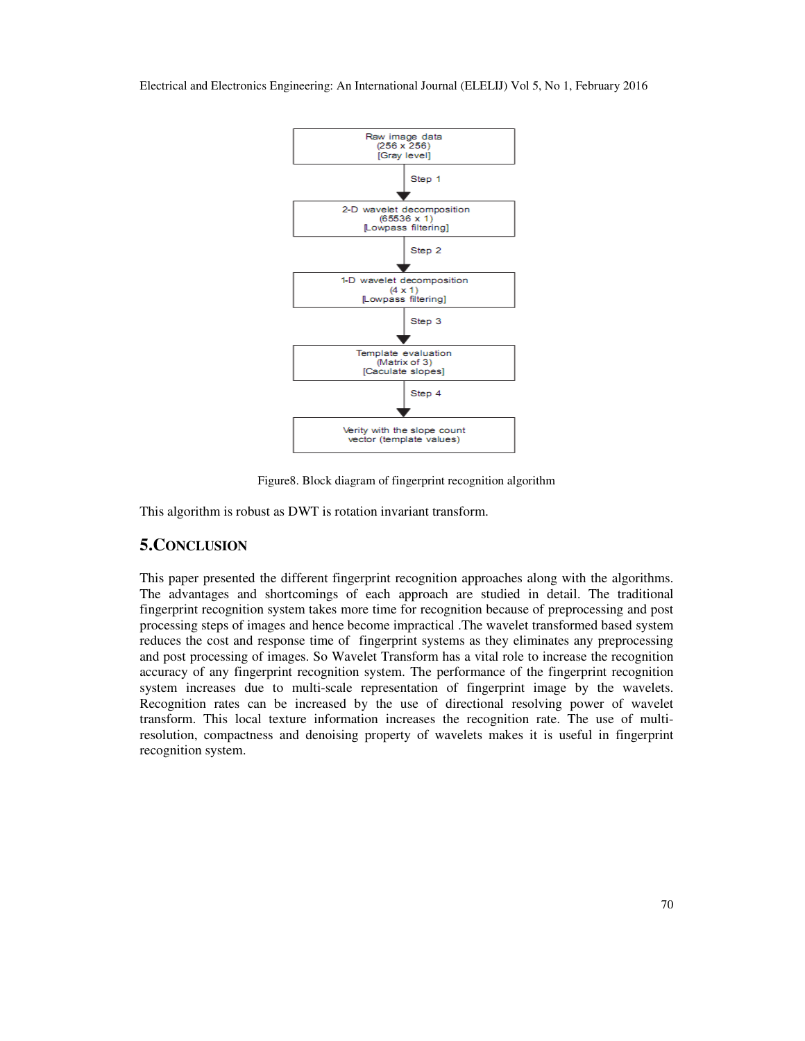Raw image data
(256 x 256)
[Gray level]

Step 1

2-D wavelet decomposition
(65536 x 1)
[Lowpass filtering]

Step 2

1-D wavelet decomposition
(4 x 1)
[Lowpass filtering]

Step 3

Template evaluation
(Matrix of 3)
[Caculate slopes]

Step 4

Verity with the slope count
vector (template values)

Figure8. Block diagram of fingerprint recognition algorithm

This algorithm is robust as DWT is rotation invariant transform.

## 5.CONCLUSION

This paper presented the different fingerprint recognition approaches along with the algorithms. The advantages and shortcomings of each approach are studied in detail. The traditional fingerprint recognition system takes more time for recognition because of preprocessing and post processing steps of images and hence become impractical .The wavelet transformed based system reduces the cost and response time of fingerprint systems as they eliminates any preprocessing and post processing of images. So Wavelet Transform has a vital role to increase the recognition accuracy of any fingerprint recognition system. The performance of the fingerprint recognition system increases due to multi-scale representation of fingerprint image by the wavelets. Recognition rates can be increased by the use of directional resolving power of wavelet transform. This local texture information increases the recognition rate. The use of multi-resolution, compactness and denoising property of wavelets makes it is useful in fingerprint recognition system.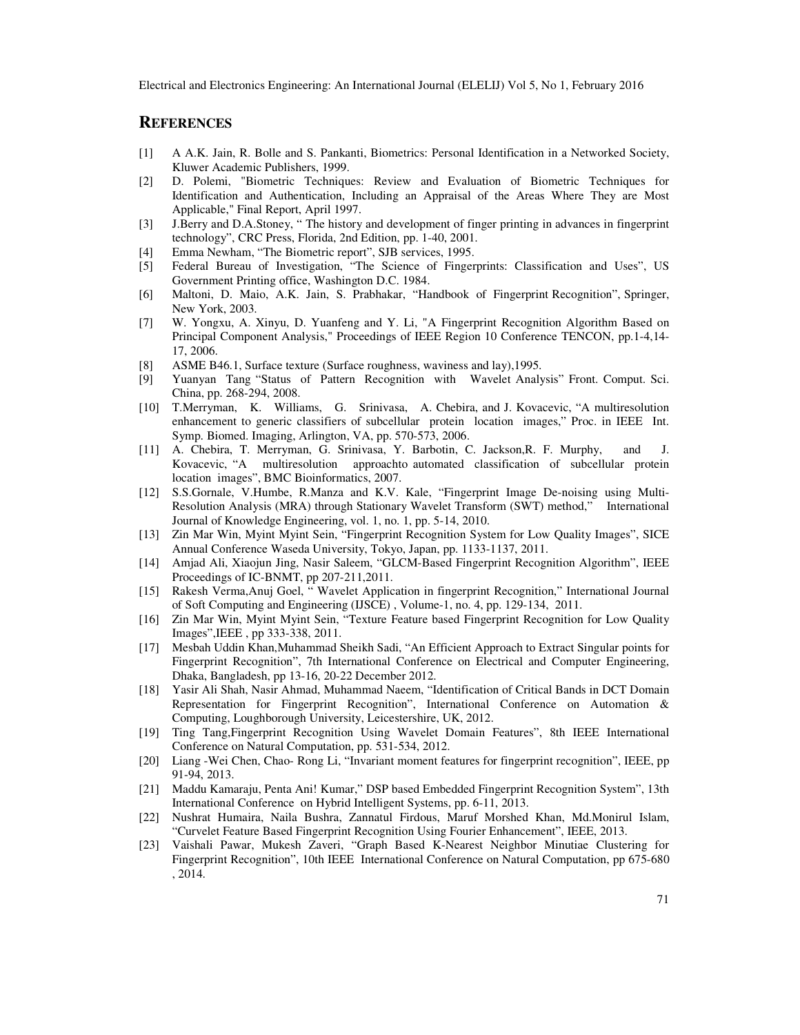## REFERENCES

[1] A A.K. Jain, R. Bolle and S. Pankanti, Biometrics: Personal Identification in a Networked Society, Kluwer Academic Publishers, 1999.

[2] D. Polemi, "Biometric Techniques: Review and Evaluation of Biometric Techniques for Identification and Authentication, Including an Appraisal of the Areas Where They are Most Applicable," Final Report, April 1997.

[3] J.Berry and D.A.Stoney, " The history and development of finger printing in advances in fingerprint technology", CRC Press, Florida, 2nd Edition, pp. 1-40, 2001.

[4] Emma Newham, "The Biometric report", SJB services, 1995.

[5] Federal Bureau of Investigation, "The Science of Fingerprints: Classification and Uses", US Government Printing office, Washington D.C. 1984.

[6] Maltoni, D. Maio, A.K. Jain, S. Prabhakar, "Handbook of Fingerprint Recognition", Springer, New York, 2003.

[7] W. Yongxu, A. Xinyu, D. Yuanfeng and Y. Li, "A Fingerprint Recognition Algorithm Based on Principal Component Analysis," Proceedings of IEEE Region 10 Conference TENCON, pp.1-4,14-17, 2006.

[8] ASME B46.1, Surface texture (Surface roughness, waviness and lay),1995.

[9] Yuanyan Tang "Status of Pattern Recognition with Wavelet Analysis" Front. Comput. Sci. China, pp. 268-294, 2008.

[10] T.Merryman, K. Williams, G. Srinivasa, A. Chebira, and J. Kovacevic, "A multiresolution enhancement to generic classifiers of subcellular protein location images," Proc. in IEEE Int. Symp. Biomed. Imaging, Arlington, VA, pp. 570-573, 2006.

[11] A. Chebira, T. Merryman, G. Srinivasa, Y. Barbotin, C. Jackson,R. F. Murphy, and J. Kovacevic, "A multiresolution approachto automated classification of subcellular protein location images", BMC Bioinformatics, 2007.

[12] S.S.Gornale, V.Humbe, R.Manza and K.V. Kale, "Fingerprint Image De-noising using Multi-Resolution Analysis (MRA) through Stationary Wavelet Transform (SWT) method," International Journal of Knowledge Engineering, vol. 1, no. 1, pp. 5-14, 2010.

[13] Zin Mar Win, Myint Myint Sein, "Fingerprint Recognition System for Low Quality Images", SICE Annual Conference Waseda University, Tokyo, Japan, pp. 1133-1137, 2011.

[14] Amjad Ali, Xiaojun Jing, Nasir Saleem, "GLCM-Based Fingerprint Recognition Algorithm", IEEE Proceedings of IC-BNMT, pp 207-211,2011.

[15] Rakesh Verma,Anuj Goel, " Wavelet Application in fingerprint Recognition," International Journal of Soft Computing and Engineering (IJSCE) , Volume-1, no. 4, pp. 129-134, 2011.

[16] Zin Mar Win, Myint Myint Sein, "Texture Feature based Fingerprint Recognition for Low Quality Images",IEEE , pp 333-338, 2011.

[17] Mesbah Uddin Khan,Muhammad Sheikh Sadi, "An Efficient Approach to Extract Singular points for Fingerprint Recognition", 7th International Conference on Electrical and Computer Engineering, Dhaka, Bangladesh, pp 13-16, 20-22 December 2012.

[18] Yasir Ali Shah, Nasir Ahmad, Muhammad Naeem, "Identification of Critical Bands in DCT Domain Representation for Fingerprint Recognition", International Conference on Automation & Computing, Loughborough University, Leicestershire, UK, 2012.

[19] Ting Tang,Fingerprint Recognition Using Wavelet Domain Features", 8th IEEE International Conference on Natural Computation, pp. 531-534, 2012.

[20] Liang -Wei Chen, Chao- Rong Li, "Invariant moment features for fingerprint recognition", IEEE, pp 91-94, 2013.

[21] Maddu Kamaraju, Penta Ani! Kumar," DSP based Embedded Fingerprint Recognition System", 13th International Conference on Hybrid Intelligent Systems, pp. 6-11, 2013.

[22] Nushrat Humaira, Naila Bushra, Zannatul Firdous, Maruf Morshed Khan, Md.Monirul Islam, "Curvelet Feature Based Fingerprint Recognition Using Fourier Enhancement", IEEE, 2013.

[23] Vaishali Pawar, Mukesh Zaveri, "Graph Based K-Nearest Neighbor Minutiae Clustering for Fingerprint Recognition", 10th IEEE International Conference on Natural Computation, pp 675-680 , 2014.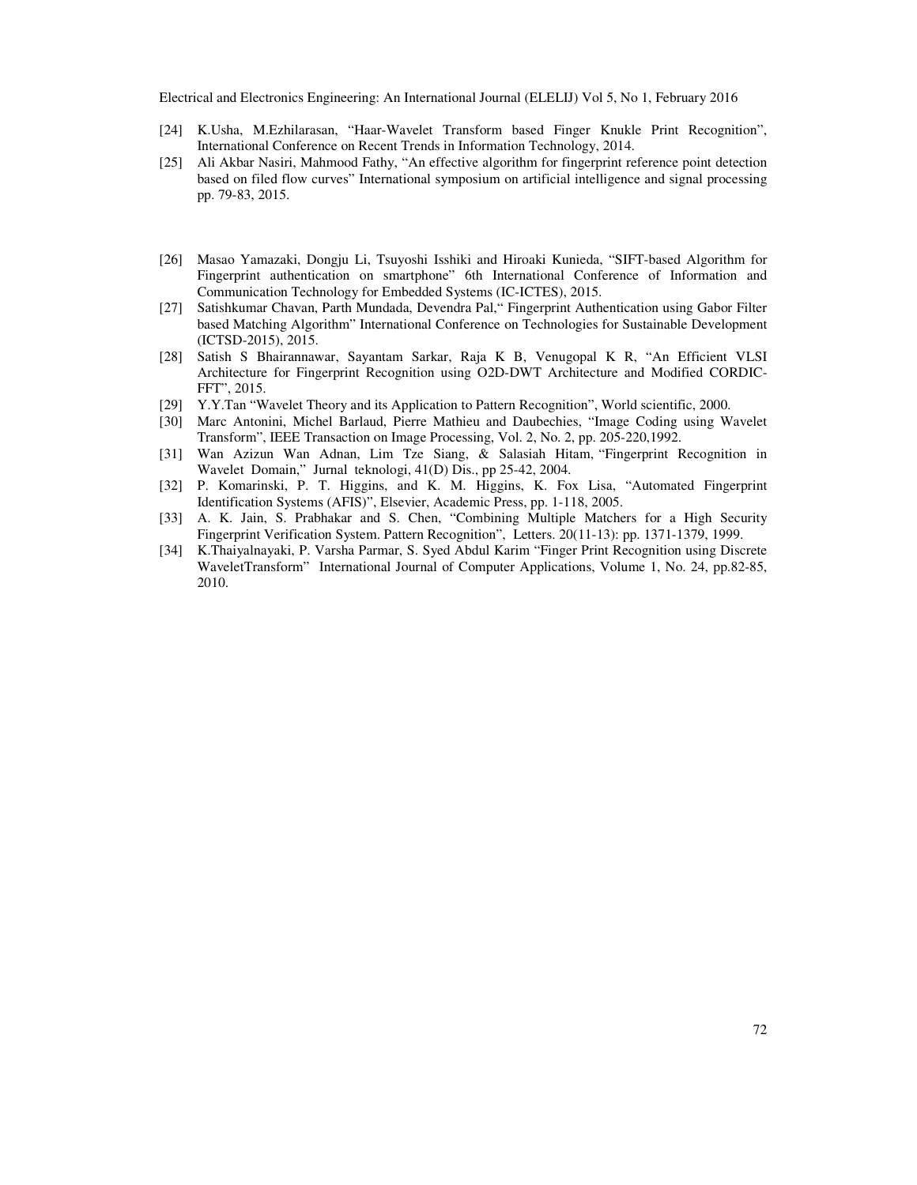[24] K.Usha, M.Ezhilarasan, "Haar-Wavelet Transform based Finger Knukle Print Recognition", International Conference on Recent Trends in Information Technology, 2014.

[25] Ali Akbar Nasiri, Mahmood Fathy, "An effective algorithm for fingerprint reference point detection based on filed flow curves" International symposium on artificial intelligence and signal processing pp. 79-83, 2015.

[26] Masao Yamazaki, Dongju Li, Tsuyoshi Isshiki and Hiroaki Kunieda, "SIFT-based Algorithm for Fingerprint authentication on smartphone" 6th International Conference of Information and Communication Technology for Embedded Systems (IC-ICTES), 2015.

[27] Satishkumar Chavan, Parth Mundada, Devendra Pal," Fingerprint Authentication using Gabor Filter based Matching Algorithm" International Conference on Technologies for Sustainable Development (ICTSD-2015), 2015.

[28] Satish S Bhairannawar, Sayantam Sarkar, Raja K B, Venugopal K R, "An Efficient VLSI Architecture for Fingerprint Recognition using O2D-DWT Architecture and Modified CORDIC-FFT", 2015.

[29] Y.Y.Tan "Wavelet Theory and its Application to Pattern Recognition", World scientific, 2000.

[30] Marc Antonini, Michel Barlaud, Pierre Mathieu and Daubechies, "Image Coding using Wavelet Transform", IEEE Transaction on Image Processing, Vol. 2, No. 2, pp. 205-220,1992.

[31] Wan Azizun Wan Adnan, Lim Tze Siang, & Salasiah Hitam, "Fingerprint Recognition in Wavelet Domain," Jurnal teknologi, 41(D) Dis., pp 25-42, 2004.

[32] P. Komarinski, P. T. Higgins, and K. M. Higgins, K. Fox Lisa, "Automated Fingerprint Identification Systems (AFIS)", Elsevier, Academic Press, pp. 1-118, 2005.

[33] A. K. Jain, S. Prabhakar and S. Chen, "Combining Multiple Matchers for a High Security Fingerprint Verification System. Pattern Recognition", Letters. 20(11-13): pp. 1371-1379, 1999.

[34] K.Thaiyalnayaki, P. Varsha Parmar, S. Syed Abdul Karim "Finger Print Recognition using Discrete WaveletTransform" International Journal of Computer Applications, Volume 1, No. 24, pp.82-85, 2010.